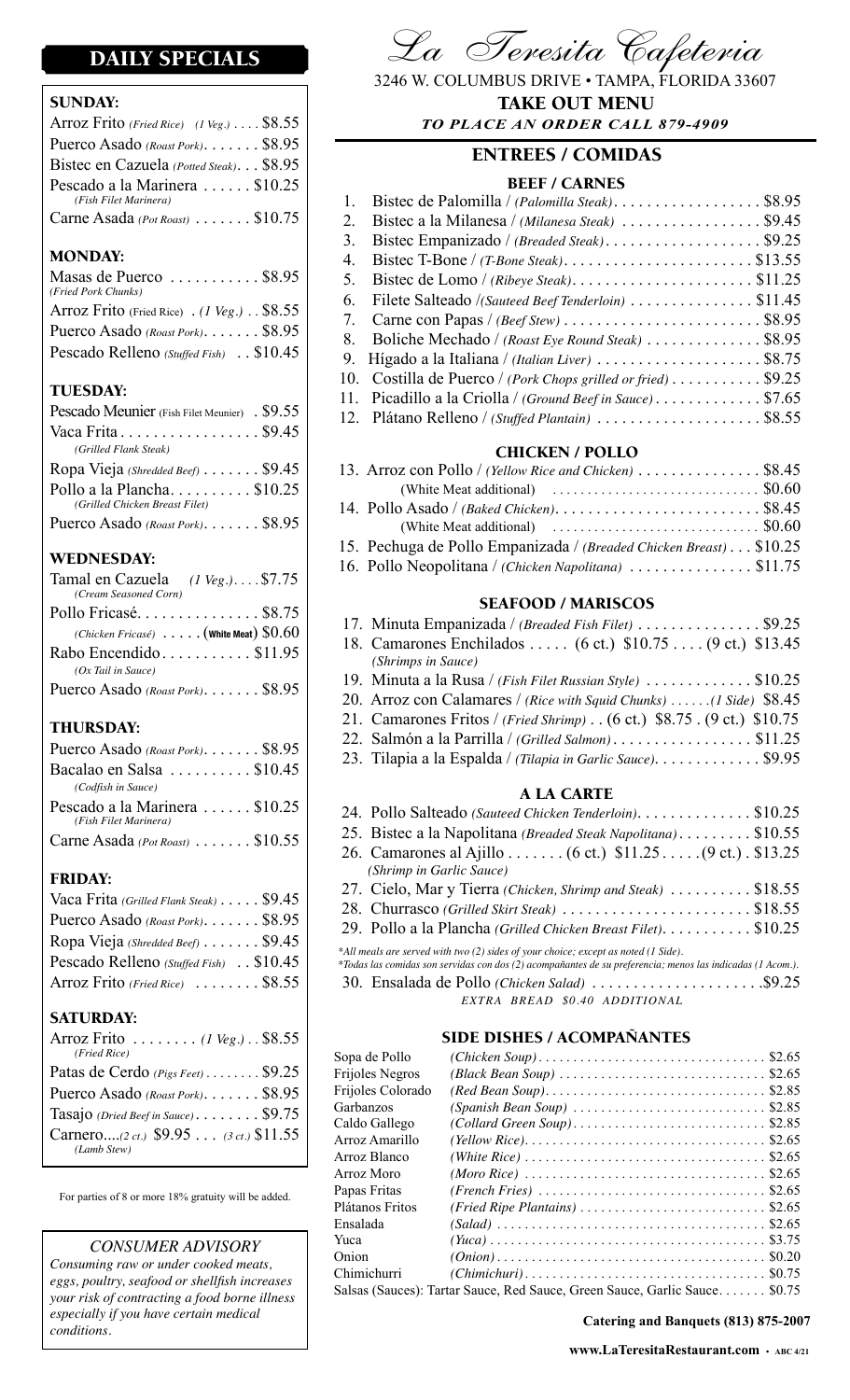# La Teresita Cafeteria

3246 W. COLUMBUS DRIVE • TAMPA, FLORIDA 33607

**TAKE OUT MENU**

***TO PLACE AN ORDER CALL 879-4909***

## DAILY SPECIALS

### SUNDAY:

- Arroz Frito *(Fried Rice)* *(1 Veg.)* .... $8.55
- Puerco Asado *(Roast Pork)*....... $8.95
- Bistec en Cazuela *(Potted Steak)*... $8.95
- Pescado a la Marinera ...... $10.25 *(Fish Filet Marinera)*
- Carne Asada *(Pot Roast)* ....... $10.75

### MONDAY:

- Masas de Puerco ........... $8.95 *(Fried Pork Chunks)*
- Arroz Frito (Fried Rice) . *(1 Veg.)* .. $8.55
- Puerco Asado *(Roast Pork)*....... $8.95
- Pescado Relleno *(Stuffed Fish)* .. $10.45

### TUESDAY:

- Pescado Meunier (Fish Filet Meunier) . $9.55
- Vaca Frita................ $9.45 *(Grilled Flank Steak)*
- Ropa Vieja *(Shredded Beef)* ....... $9.45
- Pollo a la Plancha.......... $10.25 *(Grilled Chicken Breast Filet)*
- Puerco Asado *(Roast Pork)*....... $8.95

### WEDNESDAY:

- Tamal en Cazuela *(1 Veg.)*.... $7.75 *(Cream Seasoned Corn)*
- Pollo Fricasé............... $8.75 *(Chicken Fricasé)* ..... (**White Meat**) $0.60
- Rabo Encendido........... $11.95 *(Ox Tail in Sauce)*
- Puerco Asado *(Roast Pork)*....... $8.95

### THURSDAY:

- Puerco Asado *(Roast Pork)*....... $8.95
- Bacalao en Salsa .......... $10.45 *(Codfish in Sauce)*
- Pescado a la Marinera ...... $10.25 *(Fish Filet Marinera)*
- Carne Asada *(Pot Roast)* ....... $10.55

### FRIDAY:

- Vaca Frita *(Grilled Flank Steak)* ..... $9.45
- Puerco Asado *(Roast Pork)*....... $8.95
- Ropa Vieja *(Shredded Beef)* ....... $9.45
- Pescado Relleno *(Stuffed Fish)* .. $10.45
- Arroz Frito *(Fried Rice)* ........ $8.55

### SATURDAY:

- Arroz Frito ........ *(1 Veg.)* .. $8.55 *(Fried Rice)*
- Patas de Cerdo *(Pigs Feet)* ........ $9.25
- Puerco Asado *(Roast Pork)*....... $8.95
- Tasajo *(Dried Beef in Sauce)*........ $9.75
- Carnero....*(2 ct.)* $9.95 ... *(3 ct.)* $11.55 *(Lamb Stew)*

For parties of 8 or more 18% gratuity will be added.

### *CONSUMER ADVISORY*

*Consuming raw or under cooked meats, eggs, poultry, seafood or shellfish increases your risk of contracting a food borne illness especially if you have certain medical conditions.*

## ENTREES / COMIDAS

### BEEF / CARNES

1. Bistec de Palomilla / *(Palomilla Steak)*.................. $8.95
2. Bistec a la Milanesa / *(Milanesa Steak)* ................. $9.45
3. Bistec Empanizado / *(Breaded Steak)*................... $9.25
4. Bistec T-Bone / *(T-Bone Steak)*........................ $13.55
5. Bistec de Lomo / *(Ribeye Steak)*...................... $11.25
6. Filete Salteado /*(Sauteed Beef Tenderloin)* ............... $11.45
7. Carne con Papas / *(Beef Stew)* ........................ $8.95
8. Boliche Mechado / *(Roast Eye Round Steak)* .............. $8.95
9. Hígado a la Italiana / *(Italian Liver)* .................... $8.75
10. Costilla de Puerco / *(Pork Chops grilled or fried)* ........... $9.25
11. Picadillo a la Criolla / *(Ground Beef in Sauce)*............. $7.65
12. Plátano Relleno / *(Stuffed Plantain)* .................... $8.55

### CHICKEN / POLLO

13. Arroz con Pollo / *(Yellow Rice and Chicken)* ............... $8.45
    (White Meat additional) ............................. $0.60
14. Pollo Asado / *(Baked Chicken)*......................... $8.45
    (White Meat additional) ............................. $0.60
15. Pechuga de Pollo Empanizada / *(Breaded Chicken Breast)* . . . $10.25
16. Pollo Neopolitana / *(Chicken Napolitana)* ............... $11.75

### SEAFOOD / MARISCOS

17. Minuta Empanizada / *(Breaded Fish Filet)* ............... $9.25
18. Camarones Enchilados ..... (6 ct.) $10.75 .... (9 ct.) $13.45 *(Shrimps in Sauce)*
19. Minuta a la Rusa / *(Fish Filet Russian Style)* ............. $10.25
20. Arroz con Calamares / *(Rice with Squid Chunks)* ......*(1 Side)* $8.45
21. Camarones Fritos / *(Fried Shrimp)* . . (6 ct.) $8.75 . (9 ct.) $10.75
22. Salmón a la Parrilla / *(Grilled Salmon)*................. $11.25
23. Tilapia a la Espalda / *(Tilapia in Garlic Sauce)*............. $9.95

### A LA CARTE

24. Pollo Salteado *(Sauteed Chicken Tenderloin)*.............. $10.25
25. Bistec a la Napolitana *(Breaded Steak Napolitana)*......... $10.55
26. Camarones al Ajillo ....... (6 ct.) $11.25 ..... (9 ct.) . $13.25 *(Shrimp in Garlic Sauce)*
27. Cielo, Mar y Tierra *(Chicken, Shrimp and Steak)* .......... $18.55
28. Churrasco *(Grilled Skirt Steak)* ....................... $18.55
29. Pollo a la Plancha *(Grilled Chicken Breast Filet)*........... $10.25

*\*All meals are served with two (2) sides of your choice; except as noted (1 Side).*
*\*Todas las comidas son servidas con dos (2) acompañantes de su preferencia; menos las indicadas (1 Acom.).*

30. Ensalada de Pollo *(Chicken Salad)* .....................$9.25

*EXTRA BREAD $0.40 ADDITIONAL*

### SIDE DISHES / ACOMPAÑANTES

| Side | Description | Price |
|---|---|---|
| Sopa de Pollo | *(Chicken Soup)* | $2.65 |
| Frijoles Negros | *(Black Bean Soup)* | $2.65 |
| Frijoles Colorado | *(Red Bean Soup)* | $2.85 |
| Garbanzos | *(Spanish Bean Soup)* | $2.85 |
| Caldo Gallego | *(Collard Green Soup)* | $2.85 |
| Arroz Amarillo | *(Yellow Rice)* | $2.65 |
| Arroz Blanco | *(White Rice)* | $2.65 |
| Arroz Moro | *(Moro Rice)* | $2.65 |
| Papas Fritas | *(French Fries)* | $2.65 |
| Plátanos Fritos | *(Fried Ripe Plantains)* | $2.65 |
| Ensalada | *(Salad)* | $2.65 |
| Yuca | *(Yuca)* | $3.75 |
| Onion | *(Onion)* | $0.20 |
| Chimichurri | *(Chimichurri)* | $0.75 |

Salsas (Sauces): Tartar Sauce, Red Sauce, Green Sauce, Garlic Sauce....... $0.75

**Catering and Banquets (813) 875-2007**

**www.LaTeresitaRestaurant.com** • ABC 4/21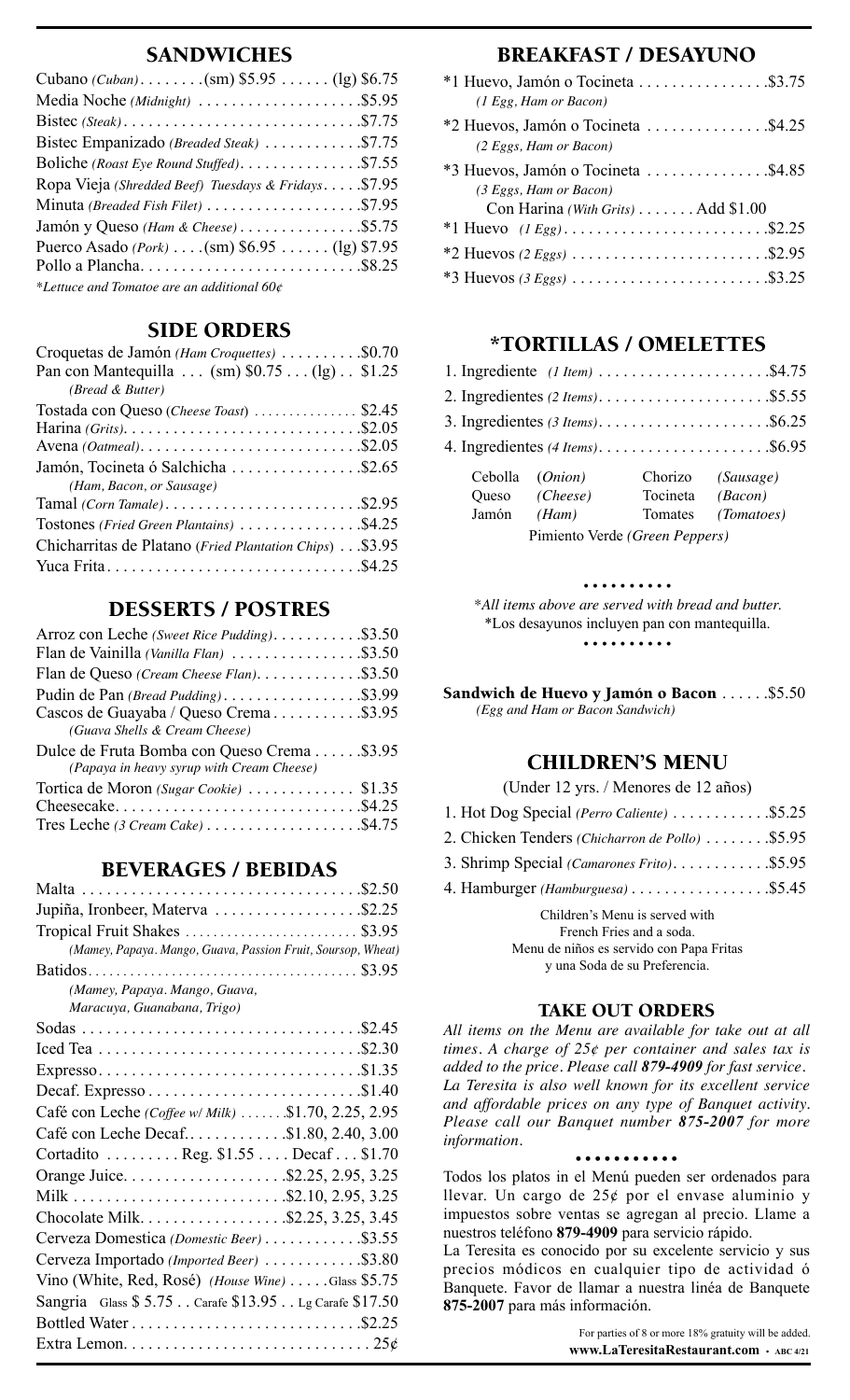## SANDWICHES

Cubano *(Cuban)*........(sm) $5.95 ...... (lg) $6.75
Media Noche *(Midnight)* ....................$5.95
Bistec *(Steak)*............................$7.75
Bistec Empanizado *(Breaded Steak)* ............$7.75
Boliche *(Roast Eye Round Stuffed)*..............$7.55
Ropa Vieja *(Shredded Beef) Tuesdays & Fridays*.....$7.95
Minuta *(Breaded Fish Filet)*...................$7.95
Jamón y Queso *(Ham & Cheese)*...............$5.75
Puerco Asado *(Pork)* ....(sm) $6.95 ...... (lg) $7.95
Pollo a Plancha..........................$8.25

*\*Lettuce and Tomatoe are an additional 60¢*

## SIDE ORDERS

Croquetas de Jamón *(Ham Croquettes)* ..........$0.70
Pan con Mantequilla ... (sm) $0.75 ... (lg) .. $1.25
*(Bread & Butter)*
Tostada con Queso *(Cheese Toast)* ............... $2.45
Harina *(Grits)*............................$2.05
Avena *(Oatmeal)*..........................$2.05
Jamón, Tocineta ó Salchicha ................$2.65
*(Ham, Bacon, or Sausage)*
Tamal *(Corn Tamale)*........................$2.95
Tostones *(Fried Green Plantains)* ..............$4.25
Chicharritas de Platano *(Fried Plantation Chips)* ...$3.95
Yuca Frita..............................$4.25

## DESSERTS / POSTRES

Arroz con Leche *(Sweet Rice Pudding)*..........$3.50
Flan de Vainilla *(Vanilla Flan)* ................$3.50
Flan de Queso *(Cream Cheese Flan)*.............$3.50
Pudin de Pan *(Bread Pudding)*.................$3.99
Cascos de Guayaba / Queso Crema ...........$3.95
*(Guava Shells & Cream Cheese)*
Dulce de Fruta Bomba con Queso Crema ......$3.95
*(Papaya in heavy syrup with Cream Cheese)*
Tortica de Moron *(Sugar Cookie)* ............. $1.35
Cheesecake.............................$4.25
Tres Leche *(3 Cream Cake)*...................$4.75

## BEVERAGES / BEBIDAS

Malta ..................................$2.50
Jupiña, Ironbeer, Materva ..................$2.25
Tropical Fruit Shakes ......................... $3.95
*(Mamey, Papaya. Mango, Guava, Passion Fruit, Soursop, Wheat)*
Batidos...................................... $3.95
*(Mamey, Papaya. Mango, Guava, Maracuya, Guanabana, Trigo)*
Sodas .................................$2.45
Iced Tea ...............................$2.30
Expresso................................$1.35
Decaf. Expresso ..........................$1.40
Café con Leche *(Coffee w/ Milk)* .......$1.70, 2.25, 2.95
Café con Leche Decaf.............$1.80, 2.40, 3.00
Cortadito ......... Reg. $1.55 .... Decaf ... $1.70
Orange Juice....................$2.25, 2.95, 3.25
Milk .........................$2.10, 2.95, 3.25
Chocolate Milk..................$2.25, 3.25, 3.45
Cerveza Domestica *(Domestic Beer)*............$3.55
Cerveza Importado *(Imported Beer)* ...........$3.80
Vino (White, Red, Rosé) *(House Wine)* .....Glass $5.75
Sangria Glass $ 5.75 .. Carafe $13.95 .. Lg Carafe $17.50
Bottled Water ...........................$2.25
Extra Lemon............................. 25¢

## BREAKFAST / DESAYUNO

\*1 Huevo, Jamón o Tocineta ................$3.75
*(1 Egg, Ham or Bacon)*
\*2 Huevos, Jamón o Tocineta ...............$4.25
*(2 Eggs, Ham or Bacon)*
\*3 Huevos, Jamón o Tocineta ...............$4.85
*(3 Eggs, Ham or Bacon)*
Con Harina *(With Grits)* ....... Add $1.00
\*1 Huevo *(1 Egg)*.........................$2.25
\*2 Huevos *(2 Eggs)* ........................$2.95
\*3 Huevos *(3 Eggs)* ........................$3.25

## *TORTILLAS / OMELETTES

1. Ingrediente *(1 Item)* .....................$4.75
2. Ingredientes *(2 Items)*.....................$5.55
3. Ingredientes *(3 Items)*.....................$6.25
4. Ingredientes *(4 Items)*.....................$6.95

| | | | |
|---|---|---|---|
| Cebolla | *(Onion)* | Chorizo | *(Sausage)* |
| Queso | *(Cheese)* | Tocineta | *(Bacon)* |
| Jamón | *(Ham)* | Tomates | *(Tomatoes)* |

Pimiento Verde *(Green Peppers)*

*\*All items above are served with bread and butter.*
\*Los desayunos incluyen pan con mantequilla.

**Sandwich de Huevo y Jamón o Bacon** ......$5.50
*(Egg and Ham or Bacon Sandwich)*

## CHILDREN'S MENU

(Under 12 yrs. / Menores de 12 años)

1. Hot Dog Special *(Perro Caliente)* ............$5.25
2. Chicken Tenders *(Chicharron de Pollo)* ........$5.95
3. Shrimp Special *(Camarones Frito)*............$5.95
4. Hamburger *(Hamburguesa)* .................$5.45

Children's Menu is served with French Fries and a soda.
Menu de niños es servido con Papa Fritas y una Soda de su Preferencia.

### TAKE OUT ORDERS

*All items on the Menu are available for take out at all times. A charge of 25¢ per container and sales tax is added to the price. Please call **879-4909** for fast service. La Teresita is also well known for its excellent service and affordable prices on any type of Banquet activity. Please call our Banquet number **875-2007** for more information.*

Todos los platos in el Menú pueden ser ordenados para llevar. Un cargo de 25¢ por el envase aluminio y impuestos sobre ventas se agregan al precio. Llame a nuestros teléfono **879-4909** para servicio rápido.
La Teresita es conocido por su excelente servicio y sus precios módicos en cualquier tipo de actividad ó Banquete. Favor de llamar a nuestra linéa de Banquete **875-2007** para más información.

For parties of 8 or more 18% gratuity will be added.
**www.LaTeresitaRestaurant.com** · ABC 4/21